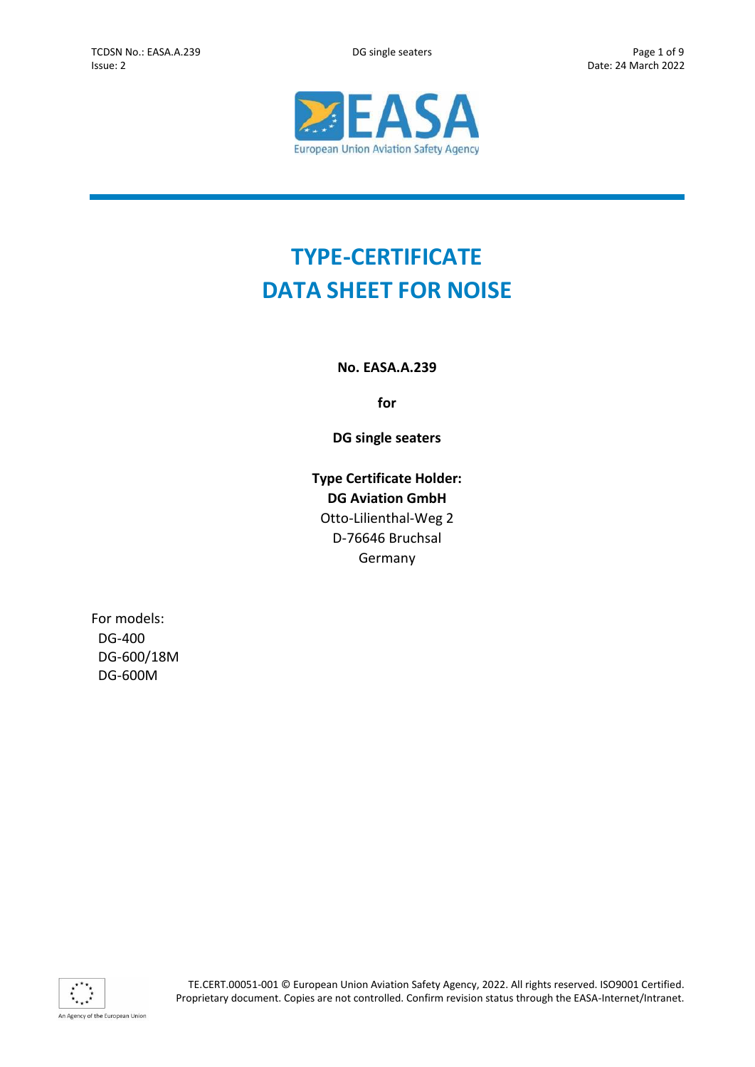# TYPE-CERTIFICATE DATA SHEET FOR NOISE

**No. EASA.A.239**

**for**

**DG single seaters**

**Type Certificate Holder:**
**DG Aviation GmbH**
Otto-Lilienthal-Weg 2
D-76646 Bruchsal
Germany

For models:
- DG-400
- DG-600/18M
- DG-600M

TE.CERT.00051-001 © European Union Aviation Safety Agency, 2022. All rights reserved. ISO9001 Certified. Proprietary document. Copies are not controlled. Confirm revision status through the EASA-Internet/Intranet.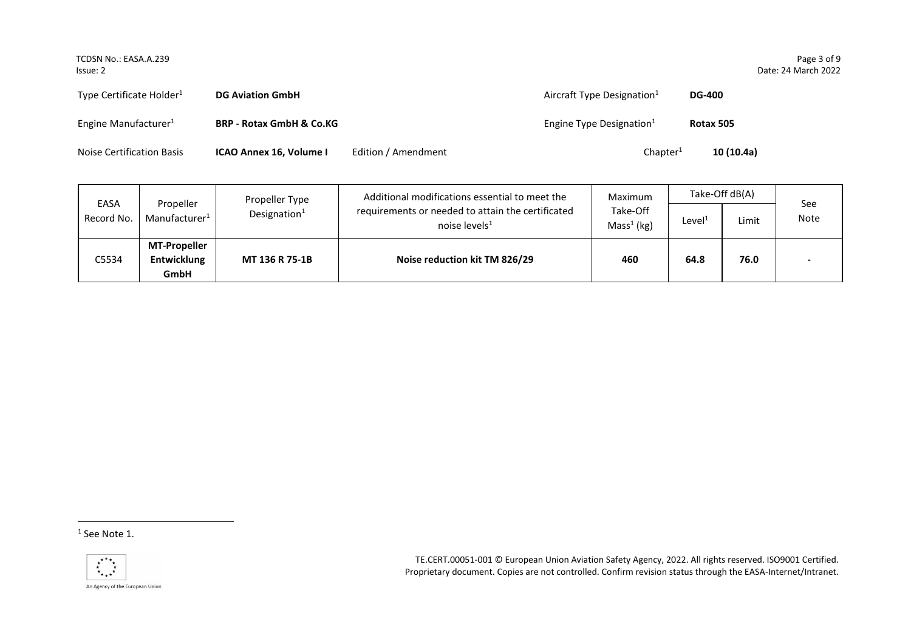| | | | |
|---|---|---|---|
| Type Certificate Holder[1] | **DG Aviation GmbH** | Aircraft Type Designation[1] | **DG-400** |
| Engine Manufacturer[1] | **BRP - Rotax GmbH & Co.KG** | Engine Type Designation[1] | **Rotax 505** |
| Noise Certification Basis | **ICAO Annex 16, Volume I** Edition / Amendment | Chapter[1] | **10 (10.4a)** |

| EASA Record No. | Propeller Manufacturer[1] | Propeller Type Designation[1] | Additional modifications essential to meet the requirements or needed to attain the certificated noise levels[1] | Maximum Take-Off Mass[1] (kg) | Take-Off dB(A) | | See Note |
|---|---|---|---|---|---|---|---|
| | | | | | Level[1] | Limit | |
| C5534 | **MT-Propeller Entwicklung GmbH** | **MT 136 R 75-1B** | **Noise reduction kit TM 826/29** | **460** | **64.8** | **76.0** | **-** |

[1] See Note 1.

TE.CERT.00051-001 © European Union Aviation Safety Agency, 2022. All rights reserved. ISO9001 Certified. Proprietary document. Copies are not controlled. Confirm revision status through the EASA-Internet/Intranet.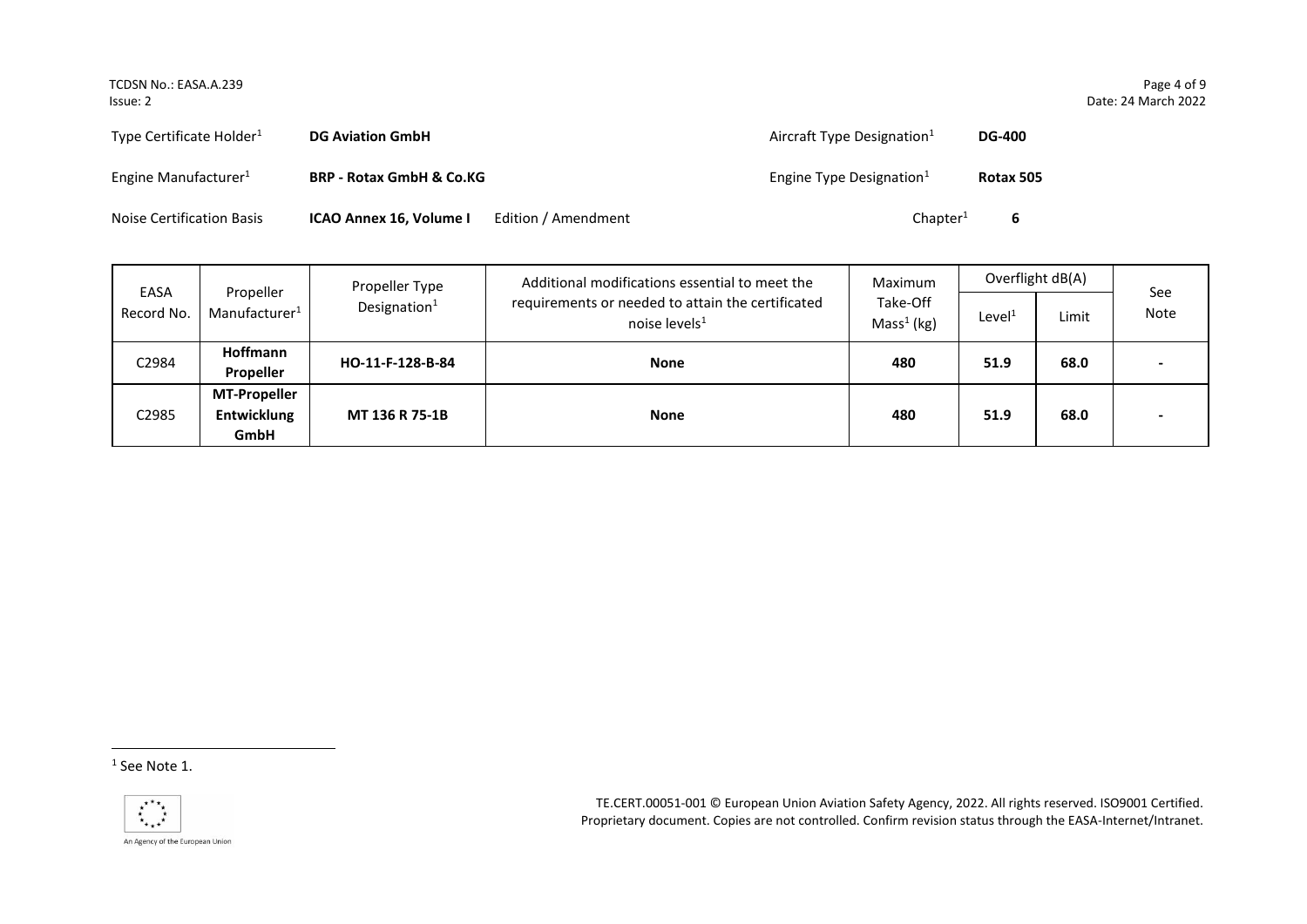Type Certificate Holder[1] **DG Aviation GmbH**

Aircraft Type Designation[1] **DG-400**

Engine Manufacturer[1] **BRP - Rotax GmbH & Co.KG**

Engine Type Designation[1] **Rotax 505**

Noise Certification Basis **ICAO Annex 16, Volume I** Edition / Amendment

Chapter[1] **6**

| EASA Record No. | Propeller Manufacturer[1] | Propeller Type Designation[1] | Additional modifications essential to meet the requirements or needed to attain the certificated noise levels[1] | Maximum Take-Off Mass[1] (kg) | Overflight dB(A) | | See Note |
|---|---|---|---|---|---|---|---|
| | | | | | Level[1] | Limit | |
| C2984 | **Hoffmann Propeller** | **HO-11-F-128-B-84** | **None** | **480** | **51.9** | **68.0** | **-** |
| C2985 | **MT-Propeller Entwicklung GmbH** | **MT 136 R 75-1B** | **None** | **480** | **51.9** | **68.0** | **-** |

[1] See Note 1.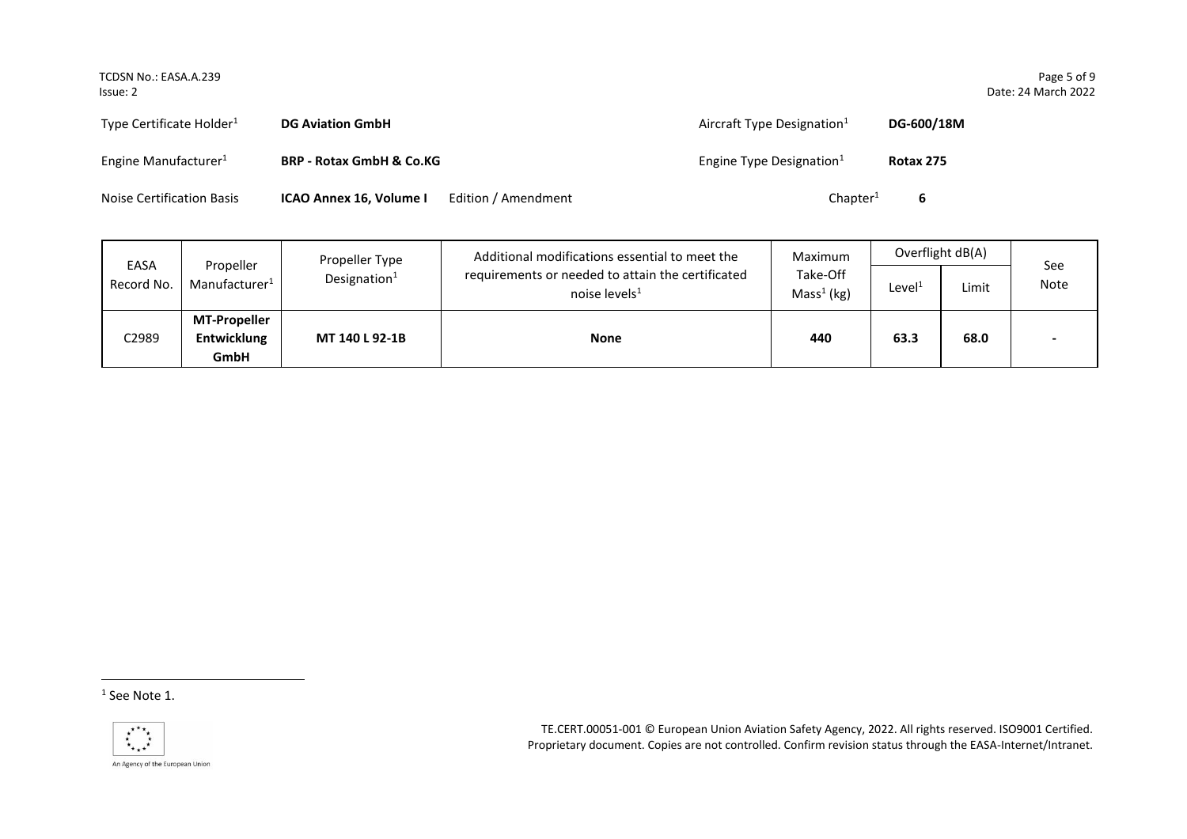| | | | |
|---|---|---|---|
| Type Certificate Holder[1] | **DG Aviation GmbH** | Aircraft Type Designation[1] | **DG-600/18M** |
| Engine Manufacturer[1] | **BRP - Rotax GmbH & Co.KG** | Engine Type Designation[1] | **Rotax 275** |
| Noise Certification Basis | **ICAO Annex 16, Volume I** Edition / Amendment | Chapter[1] | **6** |

| EASA Record No. | Propeller Manufacturer[1] | Propeller Type Designation[1] | Additional modifications essential to meet the requirements or needed to attain the certificated noise levels[1] | Maximum Take-Off Mass[1] (kg) | Overflight dB(A) | | See Note |
|---|---|---|---|---|---|---|---|
| | | | | | Level[1] | Limit | |
| C2989 | **MT-Propeller Entwicklung GmbH** | **MT 140 L 92-1B** | **None** | **440** | **63.3** | **68.0** | **-** |

[1] See Note 1.

TE.CERT.00051-001 © European Union Aviation Safety Agency, 2022. All rights reserved. ISO9001 Certified. Proprietary document. Copies are not controlled. Confirm revision status through the EASA-Internet/Intranet.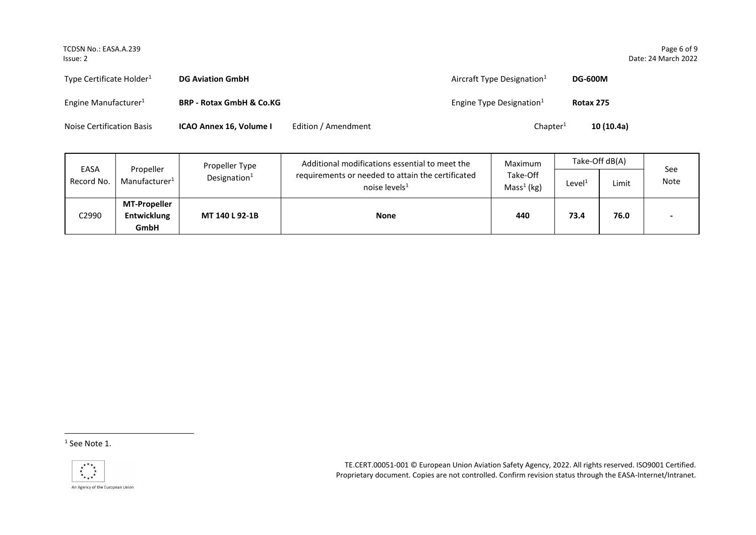| | | | |
|---|---|---|---|
| Type Certificate Holder[1] | **DG Aviation GmbH** | Aircraft Type Designation[1] | **DG-600M** |
| Engine Manufacturer[1] | **BRP - Rotax GmbH & Co.KG** | Engine Type Designation[1] | **Rotax 275** |
| Noise Certification Basis | **ICAO Annex 16, Volume I** Edition / Amendment | Chapter[1] | **10 (10.4a)** |

| EASA Record No. | Propeller Manufacturer[1] | Propeller Type Designation[1] | Additional modifications essential to meet the requirements or needed to attain the certificated noise levels[1] | Maximum Take-Off Mass[1] (kg) | Take-Off dB(A) | | See Note |
|---|---|---|---|---|---|---|---|
| | | | | | Level[1] | Limit | |
| C2990 | **MT-Propeller Entwicklung GmbH** | **MT 140 L 92-1B** | **None** | **440** | **73.4** | **76.0** | **-** |

[1] See Note 1.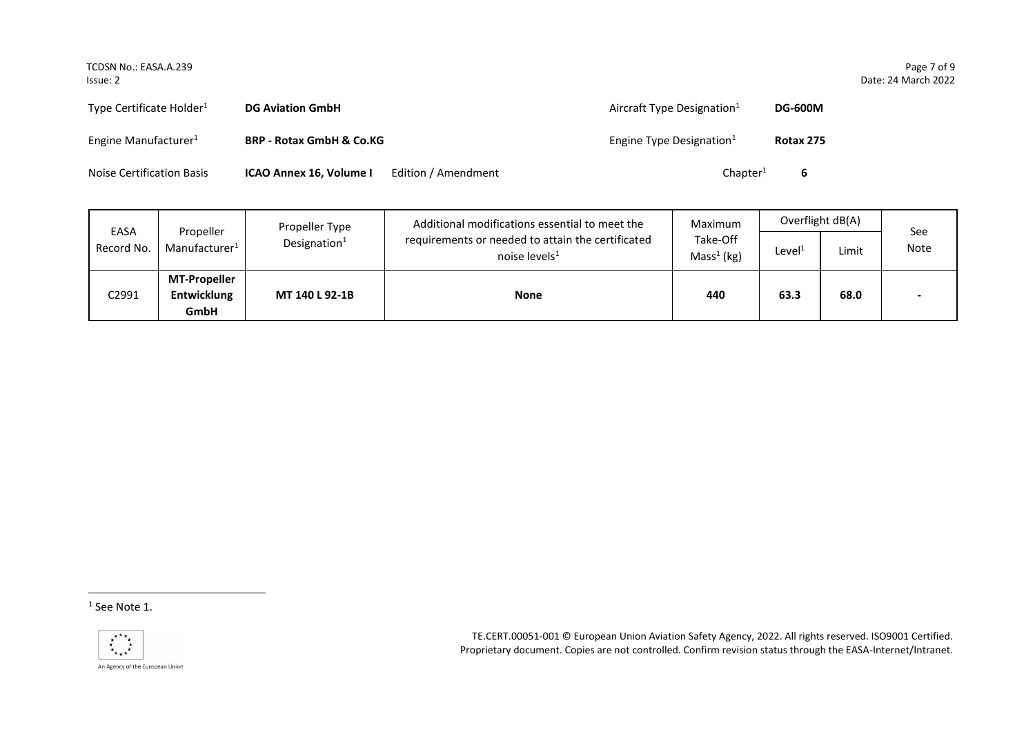Type Certificate Holder[1] **DG Aviation GmbH** Aircraft Type Designation[1] **DG-600M**

Engine Manufacturer[1] **BRP - Rotax GmbH & Co.KG** Engine Type Designation[1] **Rotax 275**

Noise Certification Basis **ICAO Annex 16, Volume I** Edition / Amendment Chapter[1] **6**

| EASA Record No. | Propeller Manufacturer[1] | Propeller Type Designation[1] | Additional modifications essential to meet the requirements or needed to attain the certificated noise levels[1] | Maximum Take-Off Mass[1] (kg) | Overflight dB(A) | | See Note |
|---|---|---|---|---|---|---|---|
| | | | | | Level[1] | Limit | |
| C2991 | **MT-Propeller Entwicklung GmbH** | **MT 140 L 92-1B** | **None** | **440** | **63.3** | **68.0** | - |

[1] See Note 1.

TE.CERT.00051-001 © European Union Aviation Safety Agency, 2022. All rights reserved. ISO9001 Certified. Proprietary document. Copies are not controlled. Confirm revision status through the EASA-Internet/Intranet.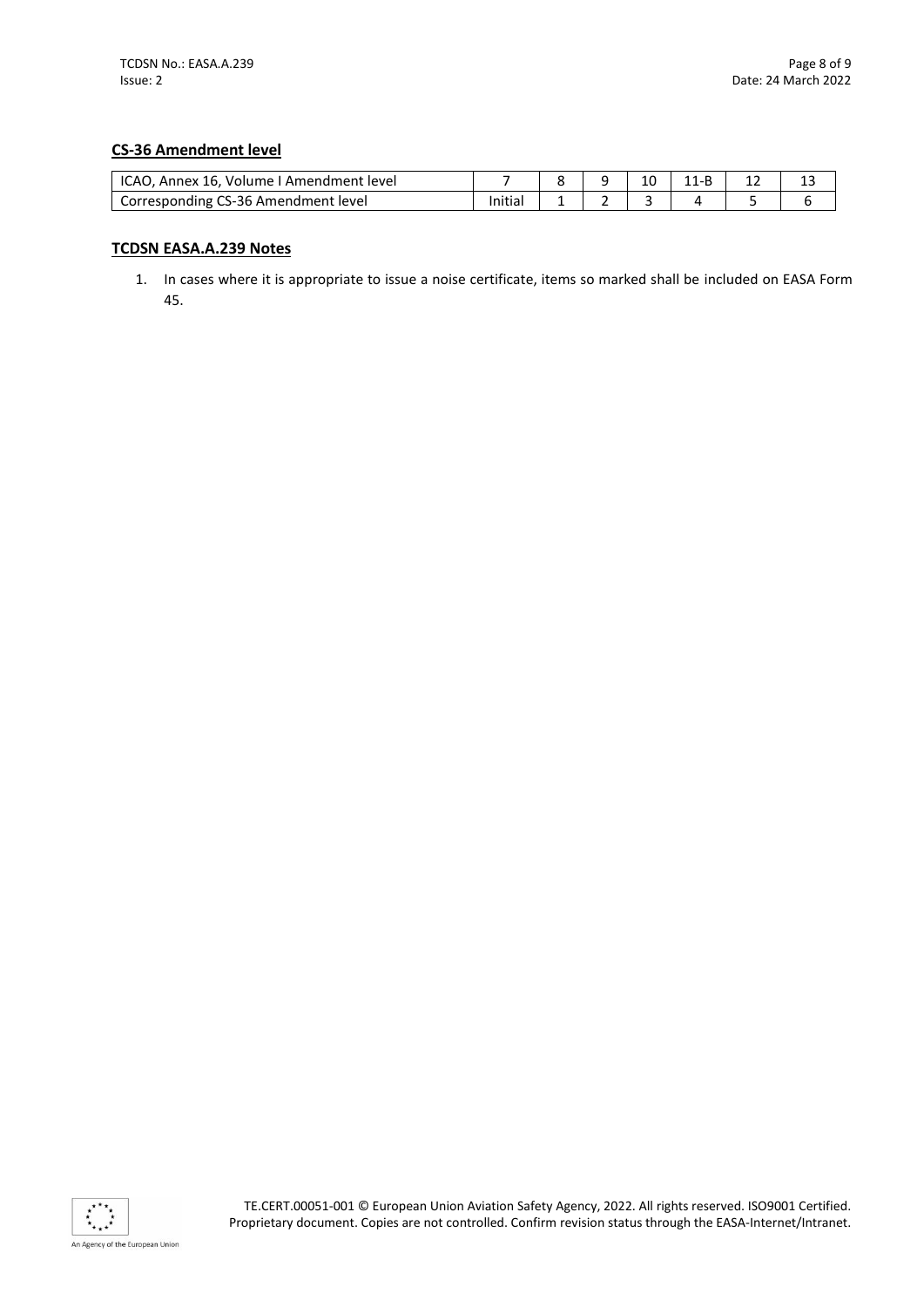**CS-36 Amendment level**

| ICAO, Annex 16, Volume I Amendment level | 7 | 8 | 9 | 10 | 11-B | 12 | 13 |
|---|---|---|---|---|---|---|---|
| Corresponding CS-36 Amendment level | Initial | 1 | 2 | 3 | 4 | 5 | 6 |

**TCDSN EASA.A.239 Notes**

1. In cases where it is appropriate to issue a noise certificate, items so marked shall be included on EASA Form 45.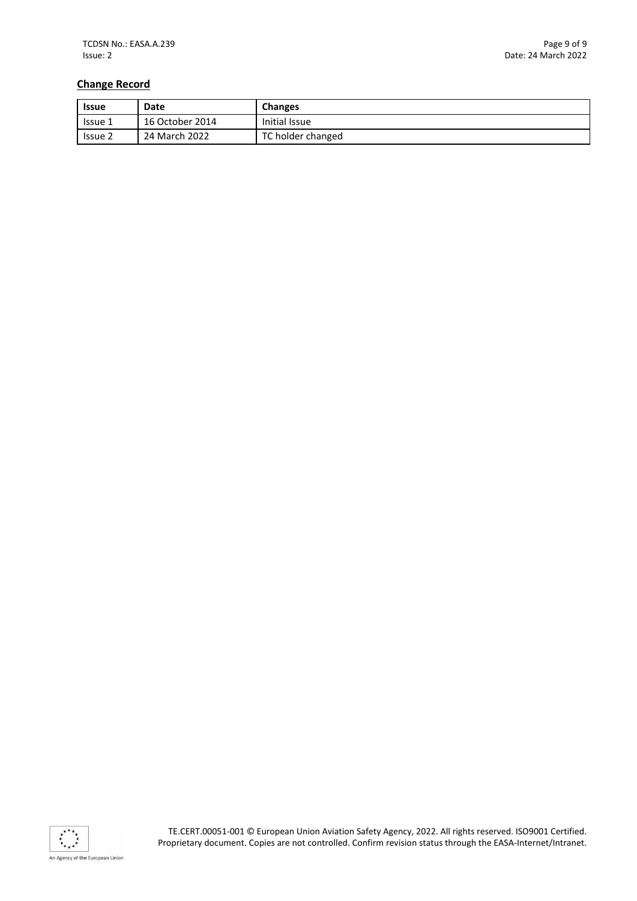**Change Record**

| Issue | Date | Changes |
|---|---|---|
| Issue 1 | 16 October 2014 | Initial Issue |
| Issue 2 | 24 March 2022 | TC holder changed |